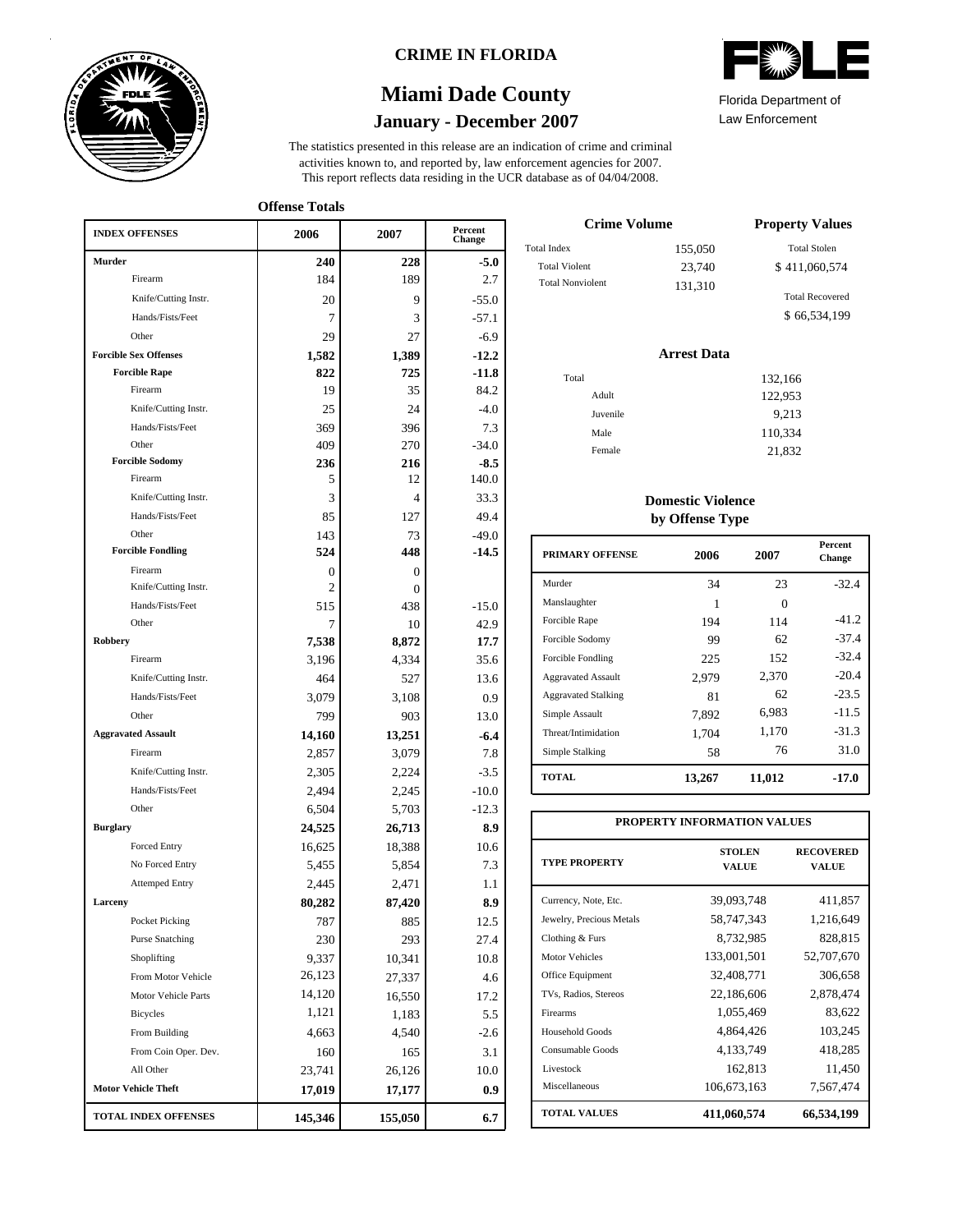CRIME IN FLORIDA

# Miami Dade County

## January - December 2007

Florida Department of Law Enforcement

The statistics presented in this release are an indication of crime and criminal activities known to, and reported by, law enforcement agencies for 2007. This report reflects data residing in the UCR database as of 04/04/2008.

### Offense Totals

| INDEX OFFENSES | 2006 | 2007 | Percent Change |
|---|---|---|---|
| **Murder** | **240** | **228** | **-5.0** |
| Firearm | 184 | 189 | 2.7 |
| Knife/Cutting Instr. | 20 | 9 | -55.0 |
| Hands/Fists/Feet | 7 | 3 | -57.1 |
| Other | 29 | 27 | -6.9 |
| **Forcible Sex Offenses** | **1,582** | **1,389** | **-12.2** |
| **Forcible Rape** | **822** | **725** | **-11.8** |
| Firearm | 19 | 35 | 84.2 |
| Knife/Cutting Instr. | 25 | 24 | -4.0 |
| Hands/Fists/Feet | 369 | 396 | 7.3 |
| Other | 409 | 270 | -34.0 |
| **Forcible Sodomy** | **236** | **216** | **-8.5** |
| Firearm | 5 | 12 | 140.0 |
| Knife/Cutting Instr. | 3 | 4 | 33.3 |
| Hands/Fists/Feet | 85 | 127 | 49.4 |
| Other | 143 | 73 | -49.0 |
| **Forcible Fondling** | **524** | **448** | **-14.5** |
| Firearm | 0 | 0 | |
| Knife/Cutting Instr. | 2 | 0 | |
| Hands/Fists/Feet | 515 | 438 | -15.0 |
| Other | 7 | 10 | 42.9 |
| **Robbery** | **7,538** | **8,872** | **17.7** |
| Firearm | 3,196 | 4,334 | 35.6 |
| Knife/Cutting Instr. | 464 | 527 | 13.6 |
| Hands/Fists/Feet | 3,079 | 3,108 | 0.9 |
| Other | 799 | 903 | 13.0 |
| **Aggravated Assault** | **14,160** | **13,251** | **-6.4** |
| Firearm | 2,857 | 3,079 | 7.8 |
| Knife/Cutting Instr. | 2,305 | 2,224 | -3.5 |
| Hands/Fists/Feet | 2,494 | 2,245 | -10.0 |
| Other | 6,504 | 5,703 | -12.3 |
| **Burglary** | **24,525** | **26,713** | **8.9** |
| Forced Entry | 16,625 | 18,388 | 10.6 |
| No Forced Entry | 5,455 | 5,854 | 7.3 |
| Attemped Entry | 2,445 | 2,471 | 1.1 |
| **Larceny** | **80,282** | **87,420** | **8.9** |
| Pocket Picking | 787 | 885 | 12.5 |
| Purse Snatching | 230 | 293 | 27.4 |
| Shoplifting | 9,337 | 10,341 | 10.8 |
| From Motor Vehicle | 26,123 | 27,337 | 4.6 |
| Motor Vehicle Parts | 14,120 | 16,550 | 17.2 |
| Bicycles | 1,121 | 1,183 | 5.5 |
| From Building | 4,663 | 4,540 | -2.6 |
| From Coin Oper. Dev. | 160 | 165 | 3.1 |
| All Other | 23,741 | 26,126 | 10.0 |
| **Motor Vehicle Theft** | **17,019** | **17,177** | **0.9** |
| **TOTAL INDEX OFFENSES** | **145,346** | **155,050** | **6.7** |

### Crime Volume

| | |
|---|---|
| Total Index | 155,050 |
| Total Violent | 23,740 |
| Total Nonviolent | 131,310 |

### Property Values

Total Stolen: $ 411,060,574

Total Recovered: $ 66,534,199

### Arrest Data

| | |
|---|---|
| Total | 132,166 |
| Adult | 122,953 |
| Juvenile | 9,213 |
| Male | 110,334 |
| Female | 21,832 |

### Domestic Violence by Offense Type

| PRIMARY OFFENSE | 2006 | 2007 | Percent Change |
|---|---|---|---|
| Murder | 34 | 23 | -32.4 |
| Manslaughter | 1 | 0 | |
| Forcible Rape | 194 | 114 | -41.2 |
| Forcible Sodomy | 99 | 62 | -37.4 |
| Forcible Fondling | 225 | 152 | -32.4 |
| Aggravated Assault | 2,979 | 2,370 | -20.4 |
| Aggravated Stalking | 81 | 62 | -23.5 |
| Simple Assault | 7,892 | 6,983 | -11.5 |
| Threat/Intimidation | 1,704 | 1,170 | -31.3 |
| Simple Stalking | 58 | 76 | 31.0 |
| **TOTAL** | **13,267** | **11,012** | **-17.0** |

### PROPERTY INFORMATION VALUES

| TYPE PROPERTY | STOLEN VALUE | RECOVERED VALUE |
|---|---|---|
| Currency, Note, Etc. | 39,093,748 | 411,857 |
| Jewelry, Precious Metals | 58,747,343 | 1,216,649 |
| Clothing & Furs | 8,732,985 | 828,815 |
| Motor Vehicles | 133,001,501 | 52,707,670 |
| Office Equipment | 32,408,771 | 306,658 |
| TVs, Radios, Stereos | 22,186,606 | 2,878,474 |
| Firearms | 1,055,469 | 83,622 |
| Household Goods | 4,864,426 | 103,245 |
| Consumable Goods | 4,133,749 | 418,285 |
| Livestock | 162,813 | 11,450 |
| Miscellaneous | 106,673,163 | 7,567,474 |
| **TOTAL VALUES** | **411,060,574** | **66,534,199** |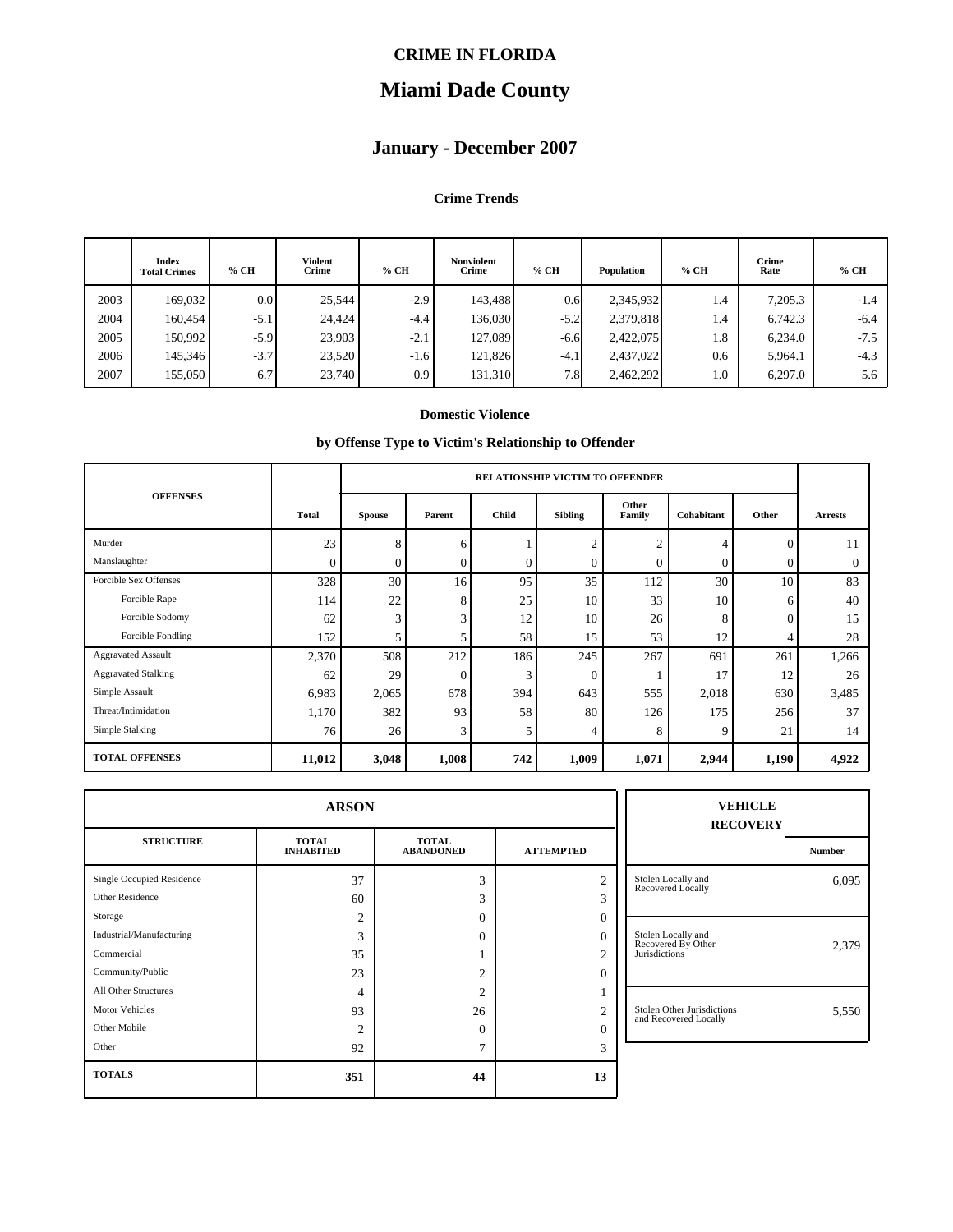## CRIME IN FLORIDA

# Miami Dade County

## January - December 2007

### Crime Trends

| | Index Total Crimes | % CH | Violent Crime | % CH | Nonviolent Crime | % CH | Population | % CH | Crime Rate | % CH |
|---|---|---|---|---|---|---|---|---|---|---|
| 2003 | 169,032 | 0.0 | 25,544 | -2.9 | 143,488 | 0.6 | 2,345,932 | 1.4 | 7,205.3 | -1.4 |
| 2004 | 160,454 | -5.1 | 24,424 | -4.4 | 136,030 | -5.2 | 2,379,818 | 1.4 | 6,742.3 | -6.4 |
| 2005 | 150,992 | -5.9 | 23,903 | -2.1 | 127,089 | -6.6 | 2,422,075 | 1.8 | 6,234.0 | -7.5 |
| 2006 | 145,346 | -3.7 | 23,520 | -1.6 | 121,826 | -4.1 | 2,437,022 | 0.6 | 5,964.1 | -4.3 |
| 2007 | 155,050 | 6.7 | 23,740 | 0.9 | 131,310 | 7.8 | 2,462,292 | 1.0 | 6,297.0 | 5.6 |

### Domestic Violence

### by Offense Type to Victim's Relationship to Offender

| OFFENSES | | RELATIONSHIP VICTIM TO OFFENDER | | | | | | | |
|---|---|---|---|---|---|---|---|---|---|
| | Total | Spouse | Parent | Child | Sibling | Other Family | Cohabitant | Other | Arrests |
| Murder | 23 | 8 | 6 | 1 | 2 | 2 | 4 | 0 | 11 |
| Manslaughter | 0 | 0 | 0 | 0 | 0 | 0 | 0 | 0 | 0 |
| Forcible Sex Offenses | 328 | 30 | 16 | 95 | 35 | 112 | 30 | 10 | 83 |
| Forcible Rape | 114 | 22 | 8 | 25 | 10 | 33 | 10 | 6 | 40 |
| Forcible Sodomy | 62 | 3 | 3 | 12 | 10 | 26 | 8 | 0 | 15 |
| Forcible Fondling | 152 | 5 | 5 | 58 | 15 | 53 | 12 | 4 | 28 |
| Aggravated Assault | 2,370 | 508 | 212 | 186 | 245 | 267 | 691 | 261 | 1,266 |
| Aggravated Stalking | 62 | 29 | 0 | 3 | 0 | 1 | 17 | 12 | 26 |
| Simple Assault | 6,983 | 2,065 | 678 | 394 | 643 | 555 | 2,018 | 630 | 3,485 |
| Threat/Intimidation | 1,170 | 382 | 93 | 58 | 80 | 126 | 175 | 256 | 37 |
| Simple Stalking | 76 | 26 | 3 | 5 | 4 | 8 | 9 | 21 | 14 |
| **TOTAL OFFENSES** | **11,012** | **3,048** | **1,008** | **742** | **1,009** | **1,071** | **2,944** | **1,190** | **4,922** |

| ARSON | | | |
|---|---|---|---|
| STRUCTURE | TOTAL INHABITED | TOTAL ABANDONED | ATTEMPTED |
| Single Occupied Residence | 37 | 3 | 2 |
| Other Residence | 60 | 3 | 3 |
| Storage | 2 | 0 | 0 |
| Industrial/Manufacturing | 3 | 0 | 0 |
| Commercial | 35 | 1 | 2 |
| Community/Public | 23 | 2 | 0 |
| All Other Structures | 4 | 2 | 1 |
| Motor Vehicles | 93 | 26 | 2 |
| Other Mobile | 2 | 0 | 0 |
| Other | 92 | 7 | 3 |
| **TOTALS** | **351** | **44** | **13** |

| VEHICLE RECOVERY | Number |
|---|---|
| Stolen Locally and Recovered Locally | 6,095 |
| Stolen Locally and Recovered By Other Jurisdictions | 2,379 |
| Stolen Other Jurisdictions and Recovered Locally | 5,550 |